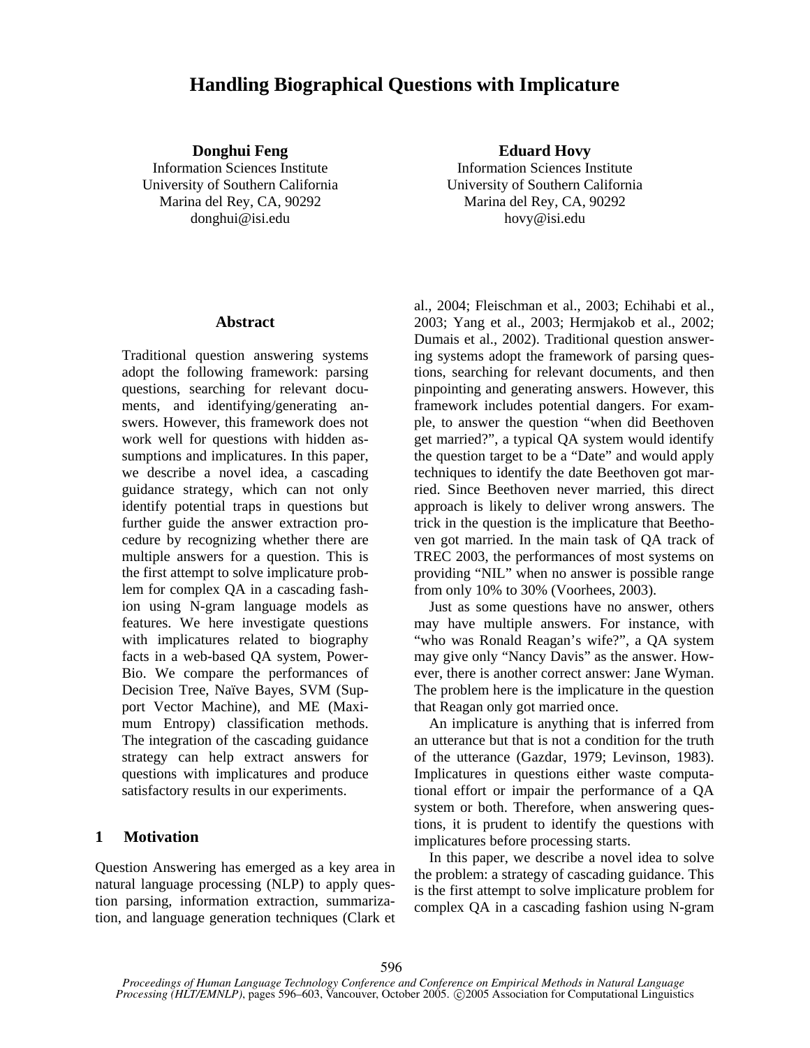# Handling Biographical Questions with Implicature

**Donghui Feng**
Information Sciences Institute
University of Southern California
Marina del Rey, CA, 90292
donghui@isi.edu

**Eduard Hovy**
Information Sciences Institute
University of Southern California
Marina del Rey, CA, 90292
hovy@isi.edu

## Abstract

Traditional question answering systems adopt the following framework: parsing questions, searching for relevant documents, and identifying/generating answers. However, this framework does not work well for questions with hidden assumptions and implicatures. In this paper, we describe a novel idea, a cascading guidance strategy, which can not only identify potential traps in questions but further guide the answer extraction procedure by recognizing whether there are multiple answers for a question. This is the first attempt to solve implicature problem for complex QA in a cascading fashion using N-gram language models as features. We here investigate questions with implicatures related to biography facts in a web-based QA system, PowerBio. We compare the performances of Decision Tree, Naïve Bayes, SVM (Support Vector Machine), and ME (Maximum Entropy) classification methods. The integration of the cascading guidance strategy can help extract answers for questions with implicatures and produce satisfactory results in our experiments.

## 1 Motivation

Question Answering has emerged as a key area in natural language processing (NLP) to apply question parsing, information extraction, summarization, and language generation techniques (Clark et al., 2004; Fleischman et al., 2003; Echihabi et al., 2003; Yang et al., 2003; Hermjakob et al., 2002; Dumais et al., 2002). Traditional question answering systems adopt the framework of parsing questions, searching for relevant documents, and then pinpointing and generating answers. However, this framework includes potential dangers. For example, to answer the question "when did Beethoven get married?", a typical QA system would identify the question target to be a "Date" and would apply techniques to identify the date Beethoven got married. Since Beethoven never married, this direct approach is likely to deliver wrong answers. The trick in the question is the implicature that Beethoven got married. In the main task of QA track of TREC 2003, the performances of most systems on providing "NIL" when no answer is possible range from only 10% to 30% (Voorhees, 2003).

Just as some questions have no answer, others may have multiple answers. For instance, with "who was Ronald Reagan's wife?", a QA system may give only "Nancy Davis" as the answer. However, there is another correct answer: Jane Wyman. The problem here is the implicature in the question that Reagan only got married once.

An implicature is anything that is inferred from an utterance but that is not a condition for the truth of the utterance (Gazdar, 1979; Levinson, 1983). Implicatures in questions either waste computational effort or impair the performance of a QA system or both. Therefore, when answering questions, it is prudent to identify the questions with implicatures before processing starts.

In this paper, we describe a novel idea to solve the problem: a strategy of cascading guidance. This is the first attempt to solve implicature problem for complex QA in a cascading fashion using N-gram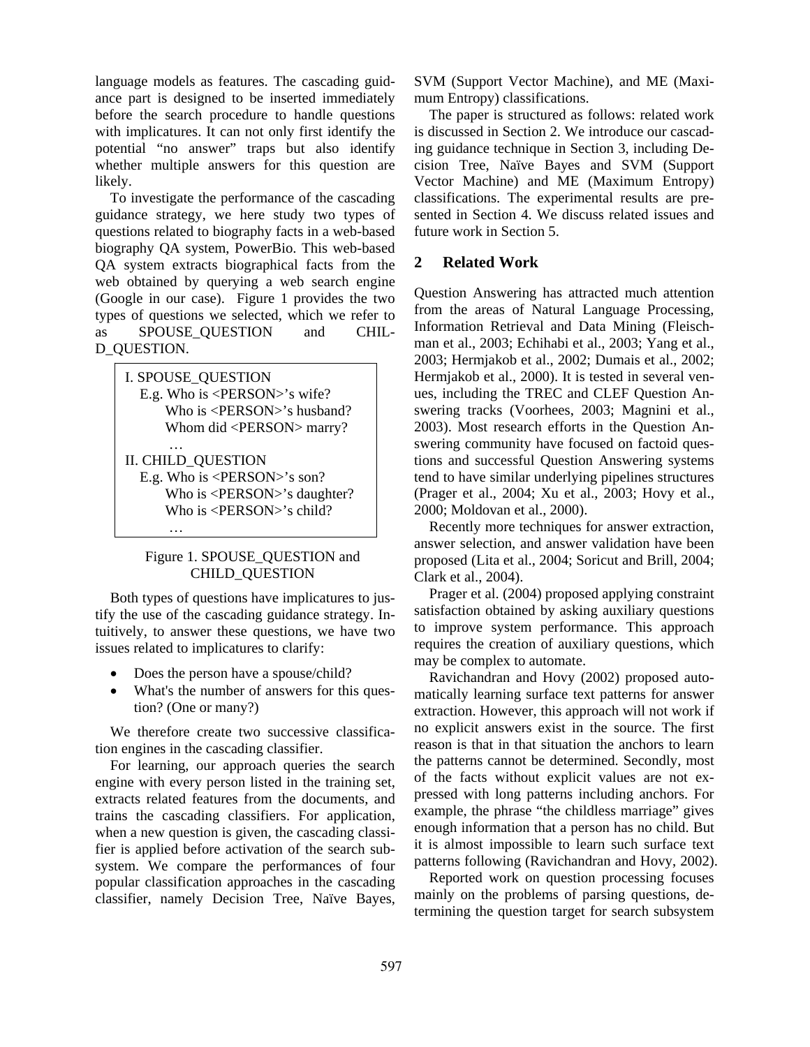language models as features. The cascading guidance part is designed to be inserted immediately before the search procedure to handle questions with implicatures. It can not only first identify the potential "no answer" traps but also identify whether multiple answers for this question are likely.

To investigate the performance of the cascading guidance strategy, we here study two types of questions related to biography facts in a web-based biography QA system, PowerBio. This web-based QA system extracts biographical facts from the web obtained by querying a web search engine (Google in our case). Figure 1 provides the two types of questions we selected, which we refer to as SPOUSE_QUESTION and CHILD_QUESTION.

```
I. SPOUSE_QUESTION
   E.g. Who is <PERSON>'s wife?
        Who is <PERSON>'s husband?
        Whom did <PERSON> marry?
        …
II. CHILD_QUESTION
   E.g. Who is <PERSON>'s son?
        Who is <PERSON>'s daughter?
        Who is <PERSON>'s child?
        …
```

Figure 1. SPOUSE_QUESTION and CHILD_QUESTION

Both types of questions have implicatures to justify the use of the cascading guidance strategy. Intuitively, to answer these questions, we have two issues related to implicatures to clarify:

- Does the person have a spouse/child?
- What's the number of answers for this question? (One or many?)

We therefore create two successive classification engines in the cascading classifier.

For learning, our approach queries the search engine with every person listed in the training set, extracts related features from the documents, and trains the cascading classifiers. For application, when a new question is given, the cascading classifier is applied before activation of the search subsystem. We compare the performances of four popular classification approaches in the cascading classifier, namely Decision Tree, Naïve Bayes, SVM (Support Vector Machine), and ME (Maximum Entropy) classifications.

The paper is structured as follows: related work is discussed in Section 2. We introduce our cascading guidance technique in Section 3, including Decision Tree, Naïve Bayes and SVM (Support Vector Machine) and ME (Maximum Entropy) classifications. The experimental results are presented in Section 4. We discuss related issues and future work in Section 5.

## 2 Related Work

Question Answering has attracted much attention from the areas of Natural Language Processing, Information Retrieval and Data Mining (Fleischman et al., 2003; Echihabi et al., 2003; Yang et al., 2003; Hermjakob et al., 2002; Dumais et al., 2002; Hermjakob et al., 2000). It is tested in several venues, including the TREC and CLEF Question Answering tracks (Voorhees, 2003; Magnini et al., 2003). Most research efforts in the Question Answering community have focused on factoid questions and successful Question Answering systems tend to have similar underlying pipelines structures (Prager et al., 2004; Xu et al., 2003; Hovy et al., 2000; Moldovan et al., 2000).

Recently more techniques for answer extraction, answer selection, and answer validation have been proposed (Lita et al., 2004; Soricut and Brill, 2004; Clark et al., 2004).

Prager et al. (2004) proposed applying constraint satisfaction obtained by asking auxiliary questions to improve system performance. This approach requires the creation of auxiliary questions, which may be complex to automate.

Ravichandran and Hovy (2002) proposed automatically learning surface text patterns for answer extraction. However, this approach will not work if no explicit answers exist in the source. The first reason is that in that situation the anchors to learn the patterns cannot be determined. Secondly, most of the facts without explicit values are not expressed with long patterns including anchors. For example, the phrase "the childless marriage" gives enough information that a person has no child. But it is almost impossible to learn such surface text patterns following (Ravichandran and Hovy, 2002).

Reported work on question processing focuses mainly on the problems of parsing questions, determining the question target for search subsystem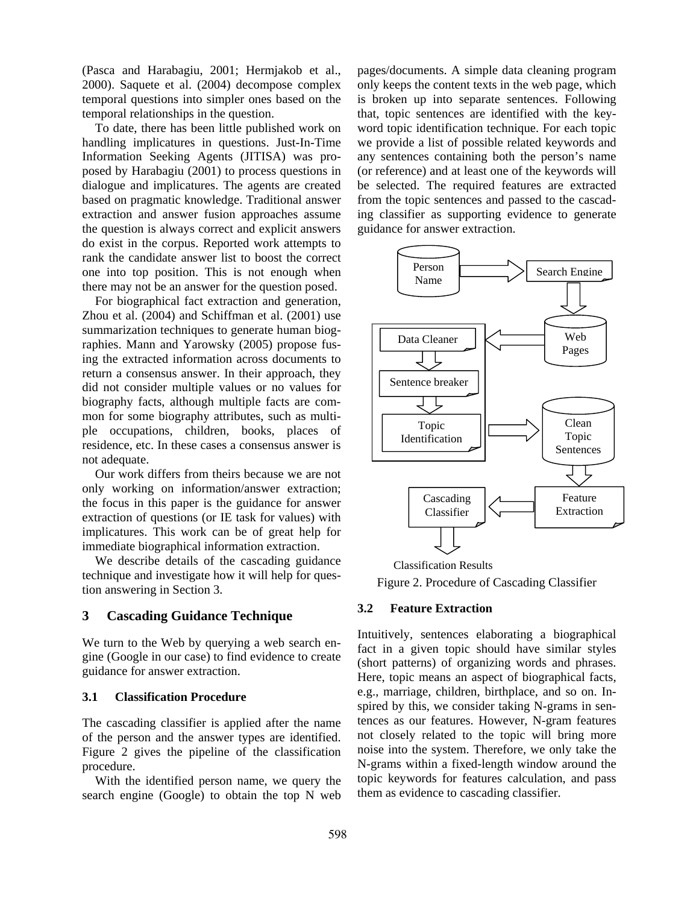(Pasca and Harabagiu, 2001; Hermjakob et al., 2000). Saquete et al. (2004) decompose complex temporal questions into simpler ones based on the temporal relationships in the question.

To date, there has been little published work on handling implicatures in questions. Just-In-Time Information Seeking Agents (JITISA) was proposed by Harabagiu (2001) to process questions in dialogue and implicatures. The agents are created based on pragmatic knowledge. Traditional answer extraction and answer fusion approaches assume the question is always correct and explicit answers do exist in the corpus. Reported work attempts to rank the candidate answer list to boost the correct one into top position. This is not enough when there may not be an answer for the question posed.

For biographical fact extraction and generation, Zhou et al. (2004) and Schiffman et al. (2001) use summarization techniques to generate human biographies. Mann and Yarowsky (2005) propose fusing the extracted information across documents to return a consensus answer. In their approach, they did not consider multiple values or no values for biography facts, although multiple facts are common for some biography attributes, such as multiple occupations, children, books, places of residence, etc. In these cases a consensus answer is not adequate.

Our work differs from theirs because we are not only working on information/answer extraction; the focus in this paper is the guidance for answer extraction of questions (or IE task for values) with implicatures. This work can be of great help for immediate biographical information extraction.

We describe details of the cascading guidance technique and investigate how it will help for question answering in Section 3.

## 3 Cascading Guidance Technique

We turn to the Web by querying a web search engine (Google in our case) to find evidence to create guidance for answer extraction.

### 3.1 Classification Procedure

The cascading classifier is applied after the name of the person and the answer types are identified. Figure 2 gives the pipeline of the classification procedure.

With the identified person name, we query the search engine (Google) to obtain the top N web pages/documents. A simple data cleaning program only keeps the content texts in the web page, which is broken up into separate sentences. Following that, topic sentences are identified with the keyword topic identification technique. For each topic we provide a list of possible related keywords and any sentences containing both the person's name (or reference) and at least one of the keywords will be selected. The required features are extracted from the topic sentences and passed to the cascading classifier as supporting evidence to generate guidance for answer extraction.

Person Name → Search Engine → Web Pages → Data Cleaner → Sentence breaker → Topic Identification → Clean Topic Sentences → Feature Extraction → Cascading Classifier → Classification Results

Figure 2. Procedure of Cascading Classifier

### 3.2 Feature Extraction

Intuitively, sentences elaborating a biographical fact in a given topic should have similar styles (short patterns) of organizing words and phrases. Here, topic means an aspect of biographical facts, e.g., marriage, children, birthplace, and so on. Inspired by this, we consider taking N-grams in sentences as our features. However, N-gram features not closely related to the topic will bring more noise into the system. Therefore, we only take the N-grams within a fixed-length window around the topic keywords for features calculation, and pass them as evidence to cascading classifier.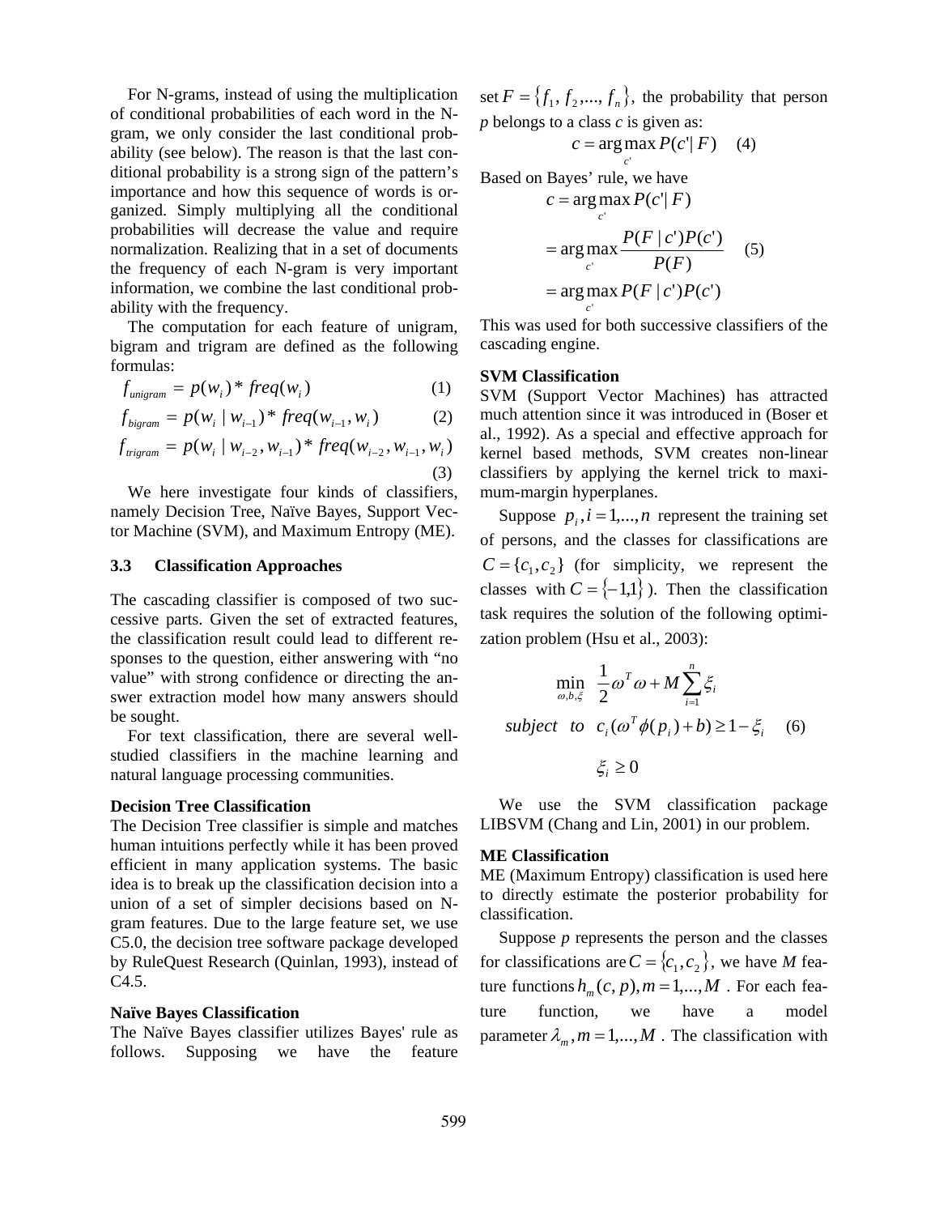For N-grams, instead of using the multiplication of conditional probabilities of each word in the N-gram, we only consider the last conditional probability (see below). The reason is that the last conditional probability is a strong sign of the pattern's importance and how this sequence of words is organized. Simply multiplying all the conditional probabilities will decrease the value and require normalization. Realizing that in a set of documents the frequency of each N-gram is very important information, we combine the last conditional probability with the frequency.

The computation for each feature of unigram, bigram and trigram are defined as the following formulas:

$$f_{unigram} = p(w_i) * freq(w_i) \tag{1}$$

$$f_{bigram} = p(w_i \mid w_{i-1}) * freq(w_{i-1}, w_i) \tag{2}$$

$$f_{trigram} = p(w_i \mid w_{i-2}, w_{i-1}) * freq(w_{i-2}, w_{i-1}, w_i) \tag{3}$$

We here investigate four kinds of classifiers, namely Decision Tree, Naïve Bayes, Support Vector Machine (SVM), and Maximum Entropy (ME).

### 3.3 Classification Approaches

The cascading classifier is composed of two successive parts. Given the set of extracted features, the classification result could lead to different responses to the question, either answering with "no value" with strong confidence or directing the answer extraction model how many answers should be sought.

For text classification, there are several well-studied classifiers in the machine learning and natural language processing communities.

**Decision Tree Classification**

The Decision Tree classifier is simple and matches human intuitions perfectly while it has been proved efficient in many application systems. The basic idea is to break up the classification decision into a union of a set of simpler decisions based on N-gram features. Due to the large feature set, we use C5.0, the decision tree software package developed by RuleQuest Research (Quinlan, 1993), instead of C4.5.

**Naïve Bayes Classification**

The Naïve Bayes classifier utilizes Bayes' rule as follows. Supposing we have the feature set $F = \{f_1, f_2, ..., f_n\}$, the probability that person $p$ belongs to a class $c$ is given as:

$$c = \arg\max_{c'} P(c' \mid F) \tag{4}$$

Based on Bayes' rule, we have

$$\begin{aligned} c &= \arg\max_{c'} P(c' \mid F) \\ &= \arg\max_{c'} \frac{P(F \mid c')P(c')}{P(F)} \\ &= \arg\max_{c'} P(F \mid c')P(c') \end{aligned} \tag{5}$$

This was used for both successive classifiers of the cascading engine.

**SVM Classification**

SVM (Support Vector Machines) has attracted much attention since it was introduced in (Boser et al., 1992). As a special and effective approach for kernel based methods, SVM creates non-linear classifiers by applying the kernel trick to maximum-margin hyperplanes.

Suppose $p_i, i = 1,...,n$ represent the training set of persons, and the classes for classifications are $C = \{c_1, c_2\}$ (for simplicity, we represent the classes with $C = \{-1, 1\}$). Then the classification task requires the solution of the following optimization problem (Hsu et al., 2003):

$$\begin{aligned} &\min_{\omega, b, \xi} \ \frac{1}{2}\omega^T\omega + M\sum_{i=1}^{n}\xi_i \\ &\textit{subject to} \ \ c_i(\omega^T\phi(p_i) + b) \geq 1 - \xi_i \\ &\qquad \xi_i \geq 0 \end{aligned} \tag{6}$$

We use the SVM classification package LIBSVM (Chang and Lin, 2001) in our problem.

**ME Classification**

ME (Maximum Entropy) classification is used here to directly estimate the posterior probability for classification.

Suppose $p$ represents the person and the classes for classifications are $C = \{c_1, c_2\}$, we have $M$ feature functions $h_m(c, p), m = 1,..., M$. For each feature function, we have a model parameter $\lambda_m, m = 1,..., M$. The classification with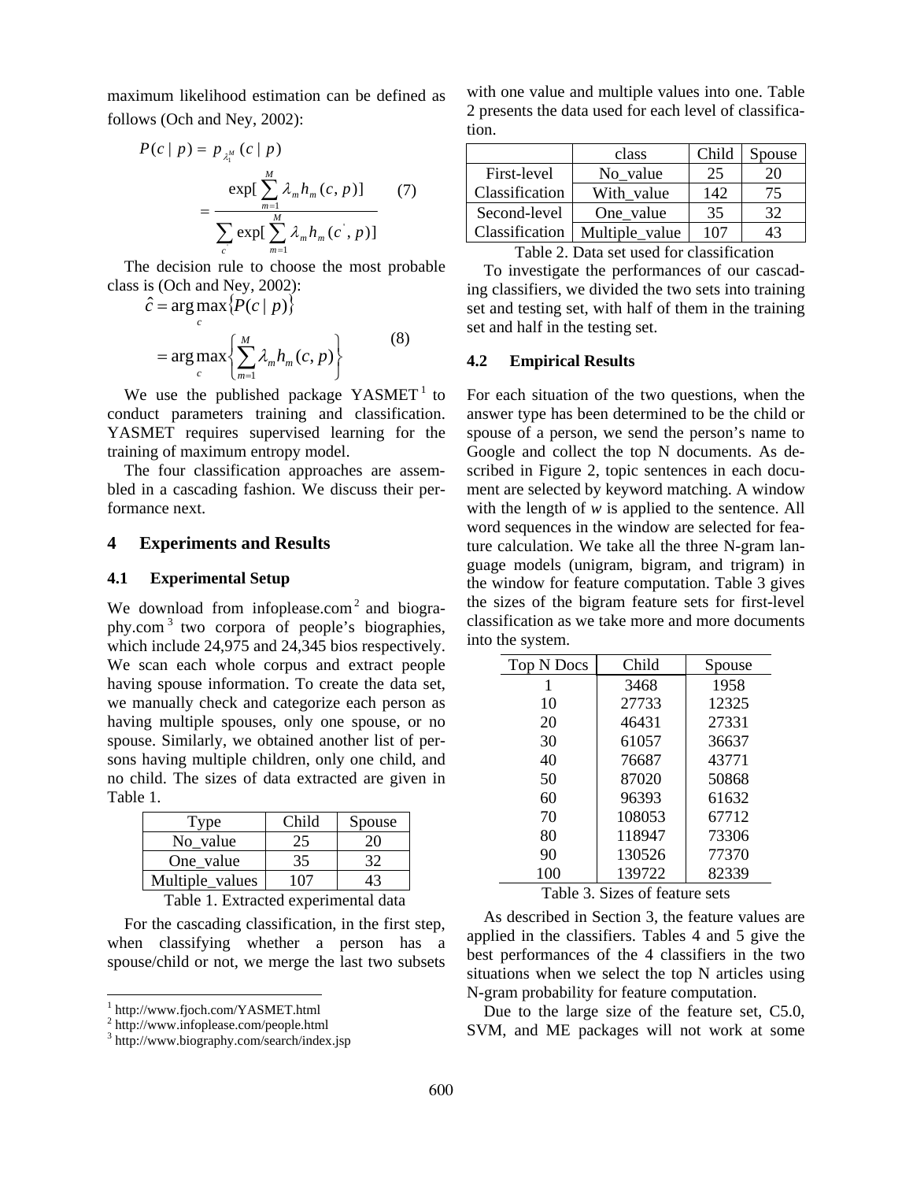maximum likelihood estimation can be defined as follows (Och and Ney, 2002):

$$P(c \mid p) = p_{\lambda_1^M}(c \mid p) = \frac{\exp[\sum_{m=1}^{M} \lambda_m h_m(c, p)]}{\sum_{c} \exp[\sum_{m=1}^{M} \lambda_m h_m(c', p)]} \quad (7)$$

The decision rule to choose the most probable class is (Och and Ney, 2002):

$$\hat{c} = \arg\max_{c} \{P(c \mid p)\} = \arg\max_{c} \left\{ \sum_{m=1}^{M} \lambda_m h_m(c, p) \right\} \quad (8)$$

We use the published package YASMET[1] to conduct parameters training and classification. YASMET requires supervised learning for the training of maximum entropy model.

The four classification approaches are assembled in a cascading fashion. We discuss their performance next.

## 4 Experiments and Results

### 4.1 Experimental Setup

We download from infoplease.com[2] and biography.com[3] two corpora of people's biographies, which include 24,975 and 24,345 bios respectively. We scan each whole corpus and extract people having spouse information. To create the data set, we manually check and categorize each person as having multiple spouses, only one spouse, or no spouse. Similarly, we obtained another list of persons having multiple children, only one child, and no child. The sizes of data extracted are given in Table 1.

| Type | Child | Spouse |
|---|---|---|
| No_value | 25 | 20 |
| One_value | 35 | 32 |
| Multiple_values | 107 | 43 |

Table 1. Extracted experimental data

For the cascading classification, in the first step, when classifying whether a person has a spouse/child or not, we merge the last two subsets with one value and multiple values into one. Table 2 presents the data used for each level of classification.

| | class | Child | Spouse |
|---|---|---|---|
| First-level Classification | No_value | 25 | 20 |
| | With_value | 142 | 75 |
| Second-level Classification | One_value | 35 | 32 |
| | Multiple_value | 107 | 43 |

Table 2. Data set used for classification

To investigate the performances of our cascading classifiers, we divided the two sets into training set and testing set, with half of them in the training set and half in the testing set.

### 4.2 Empirical Results

For each situation of the two questions, when the answer type has been determined to be the child or spouse of a person, we send the person's name to Google and collect the top N documents. As described in Figure 2, topic sentences in each document are selected by keyword matching. A window with the length of *w* is applied to the sentence. All word sequences in the window are selected for feature calculation. We take all the three N-gram language models (unigram, bigram, and trigram) in the window for feature computation. Table 3 gives the sizes of the bigram feature sets for first-level classification as we take more and more documents into the system.

| Top N Docs | Child | Spouse |
|---|---|---|
| 1 | 3468 | 1958 |
| 10 | 27733 | 12325 |
| 20 | 46431 | 27331 |
| 30 | 61057 | 36637 |
| 40 | 76687 | 43771 |
| 50 | 87020 | 50868 |
| 60 | 96393 | 61632 |
| 70 | 108053 | 67712 |
| 80 | 118947 | 73306 |
| 90 | 130526 | 77370 |
| 100 | 139722 | 82339 |

Table 3. Sizes of feature sets

As described in Section 3, the feature values are applied in the classifiers. Tables 4 and 5 give the best performances of the 4 classifiers in the two situations when we select the top N articles using N-gram probability for feature computation.

Due to the large size of the feature set, C5.0, SVM, and ME packages will not work at some

[1] http://www.fjoch.com/YASMET.html
[2] http://www.infoplease.com/people.html
[3] http://www.biography.com/search/index.jsp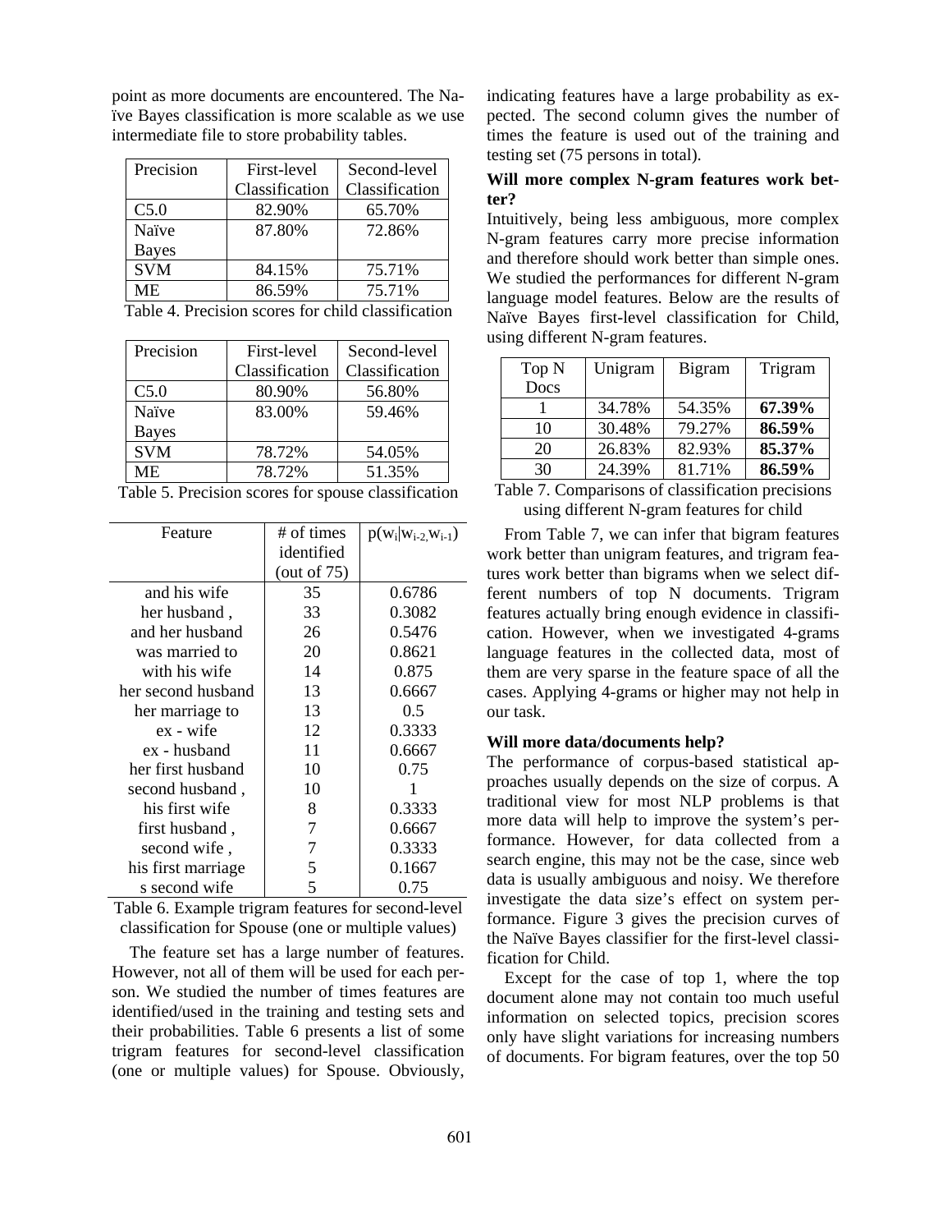point as more documents are encountered. The Naïve Bayes classification is more scalable as we use intermediate file to store probability tables.

| Precision | First-level Classification | Second-level Classification |
|---|---|---|
| C5.0 | 82.90% | 65.70% |
| Naïve Bayes | 87.80% | 72.86% |
| SVM | 84.15% | 75.71% |
| ME | 86.59% | 75.71% |

Table 4. Precision scores for child classification

| Precision | First-level Classification | Second-level Classification |
|---|---|---|
| C5.0 | 80.90% | 56.80% |
| Naïve Bayes | 83.00% | 59.46% |
| SVM | 78.72% | 54.05% |
| ME | 78.72% | 51.35% |

Table 5. Precision scores for spouse classification

| Feature | # of times identified (out of 75) | $p(w_i \mid w_{i-2}, w_{i-1})$ |
|---|---|---|
| and his wife | 35 | 0.6786 |
| her husband , | 33 | 0.3082 |
| and her husband | 26 | 0.5476 |
| was married to | 20 | 0.8621 |
| with his wife | 14 | 0.875 |
| her second husband | 13 | 0.6667 |
| her marriage to | 13 | 0.5 |
| ex - wife | 12 | 0.3333 |
| ex - husband | 11 | 0.6667 |
| her first husband | 10 | 0.75 |
| second husband , | 10 | 1 |
| his first wife | 8 | 0.3333 |
| first husband , | 7 | 0.6667 |
| second wife , | 7 | 0.3333 |
| his first marriage | 5 | 0.1667 |
| s second wife | 5 | 0.75 |

Table 6. Example trigram features for second-level classification for Spouse (one or multiple values)

The feature set has a large number of features. However, not all of them will be used for each person. We studied the number of times features are identified/used in the training and testing sets and their probabilities. Table 6 presents a list of some trigram features for second-level classification (one or multiple values) for Spouse. Obviously, indicating features have a large probability as expected. The second column gives the number of times the feature is used out of the training and testing set (75 persons in total).

**Will more complex N-gram features work better?**

Intuitively, being less ambiguous, more complex N-gram features carry more precise information and therefore should work better than simple ones. We studied the performances for different N-gram language model features. Below are the results of Naïve Bayes first-level classification for Child, using different N-gram features.

| Top N Docs | Unigram | Bigram | Trigram |
|---|---|---|---|
| 1 | 34.78% | 54.35% | **67.39%** |
| 10 | 30.48% | 79.27% | **86.59%** |
| 20 | 26.83% | 82.93% | **85.37%** |
| 30 | 24.39% | 81.71% | **86.59%** |

Table 7. Comparisons of classification precisions using different N-gram features for child

From Table 7, we can infer that bigram features work better than unigram features, and trigram features work better than bigrams when we select different numbers of top N documents. Trigram features actually bring enough evidence in classification. However, when we investigated 4-grams language features in the collected data, most of them are very sparse in the feature space of all the cases. Applying 4-grams or higher may not help in our task.

**Will more data/documents help?**

The performance of corpus-based statistical approaches usually depends on the size of corpus. A traditional view for most NLP problems is that more data will help to improve the system's performance. However, for data collected from a search engine, this may not be the case, since web data is usually ambiguous and noisy. We therefore investigate the data size's effect on system performance. Figure 3 gives the precision curves of the Naïve Bayes classifier for the first-level classification for Child.

Except for the case of top 1, where the top document alone may not contain too much useful information on selected topics, precision scores only have slight variations for increasing numbers of documents. For bigram features, over the top 50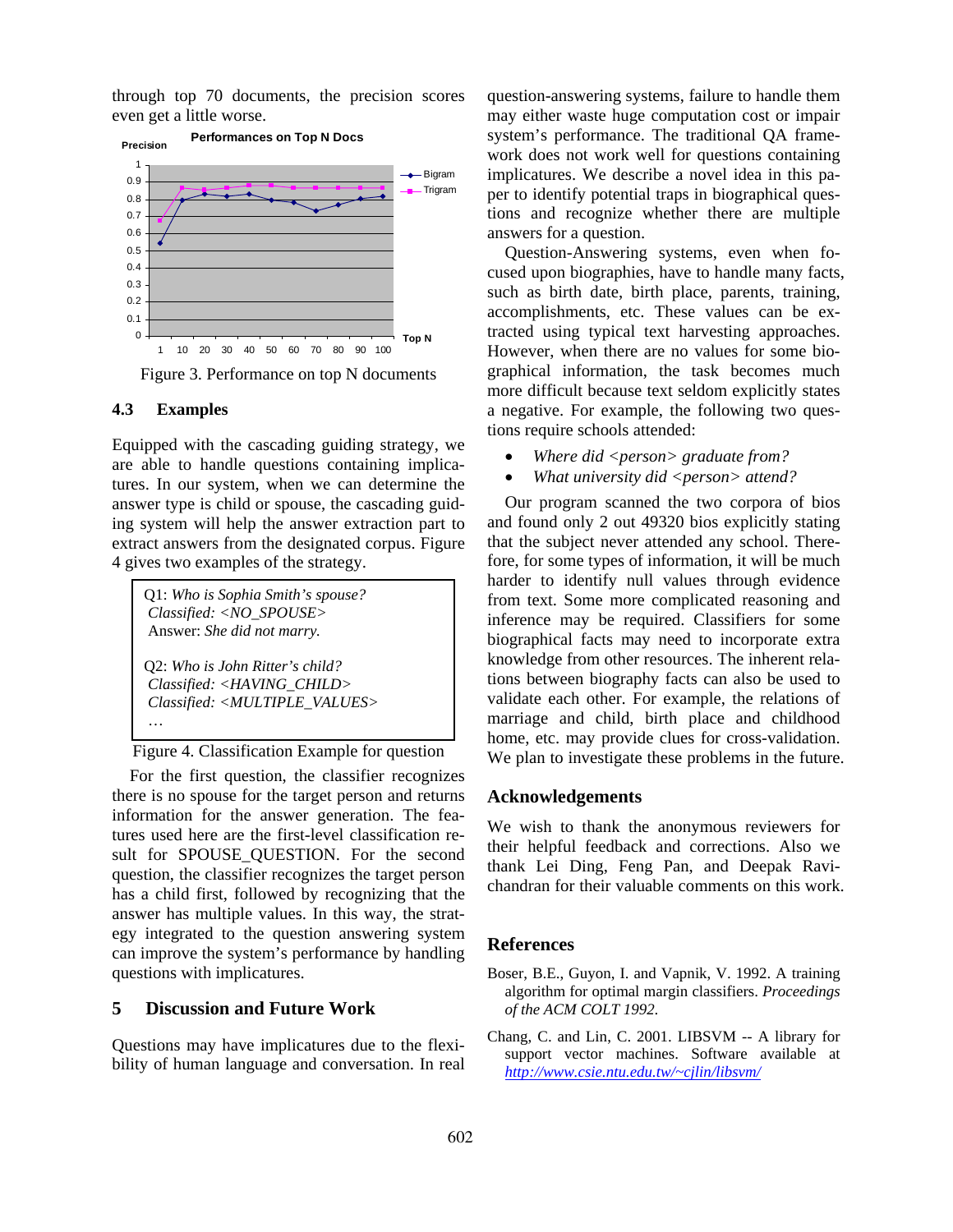through top 70 documents, the precision scores even get a little worse.

Figure 3. Performance on top N documents

### 4.3 Examples

Equipped with the cascading guiding strategy, we are able to handle questions containing implicatures. In our system, when we can determine the answer type is child or spouse, the cascading guiding system will help the answer extraction part to extract answers from the designated corpus. Figure 4 gives two examples of the strategy.

> Q1: *Who is Sophia Smith's spouse?*
> *Classified: <NO_SPOUSE>*
> Answer: *She did not marry.*
>
> Q2: *Who is John Ritter's child?*
> *Classified: <HAVING_CHILD>*
> *Classified: <MULTIPLE_VALUES>*
> …

Figure 4. Classification Example for question

For the first question, the classifier recognizes there is no spouse for the target person and returns information for the answer generation. The features used here are the first-level classification result for SPOUSE_QUESTION. For the second question, the classifier recognizes the target person has a child first, followed by recognizing that the answer has multiple values. In this way, the strategy integrated to the question answering system can improve the system's performance by handling questions with implicatures.

## 5 Discussion and Future Work

Questions may have implicatures due to the flexibility of human language and conversation. In real question-answering systems, failure to handle them may either waste huge computation cost or impair system's performance. The traditional QA framework does not work well for questions containing implicatures. We describe a novel idea in this paper to identify potential traps in biographical questions and recognize whether there are multiple answers for a question.

Question-Answering systems, even when focused upon biographies, have to handle many facts, such as birth date, birth place, parents, training, accomplishments, etc. These values can be extracted using typical text harvesting approaches. However, when there are no values for some biographical information, the task becomes much more difficult because text seldom explicitly states a negative. For example, the following two questions require schools attended:

- *Where did <person> graduate from?*
- *What university did <person> attend?*

Our program scanned the two corpora of bios and found only 2 out 49320 bios explicitly stating that the subject never attended any school. Therefore, for some types of information, it will be much harder to identify null values through evidence from text. Some more complicated reasoning and inference may be required. Classifiers for some biographical facts may need to incorporate extra knowledge from other resources. The inherent relations between biography facts can also be used to validate each other. For example, the relations of marriage and child, birth place and childhood home, etc. may provide clues for cross-validation. We plan to investigate these problems in the future.

## Acknowledgements

We wish to thank the anonymous reviewers for their helpful feedback and corrections. Also we thank Lei Ding, Feng Pan, and Deepak Ravichandran for their valuable comments on this work.

## References

Boser, B.E., Guyon, I. and Vapnik, V. 1992. A training algorithm for optimal margin classifiers. *Proceedings of the ACM COLT 1992.*

Chang, C. and Lin, C. 2001. LIBSVM -- A library for support vector machines. Software available at *http://www.csie.ntu.edu.tw/~cjlin/libsvm/*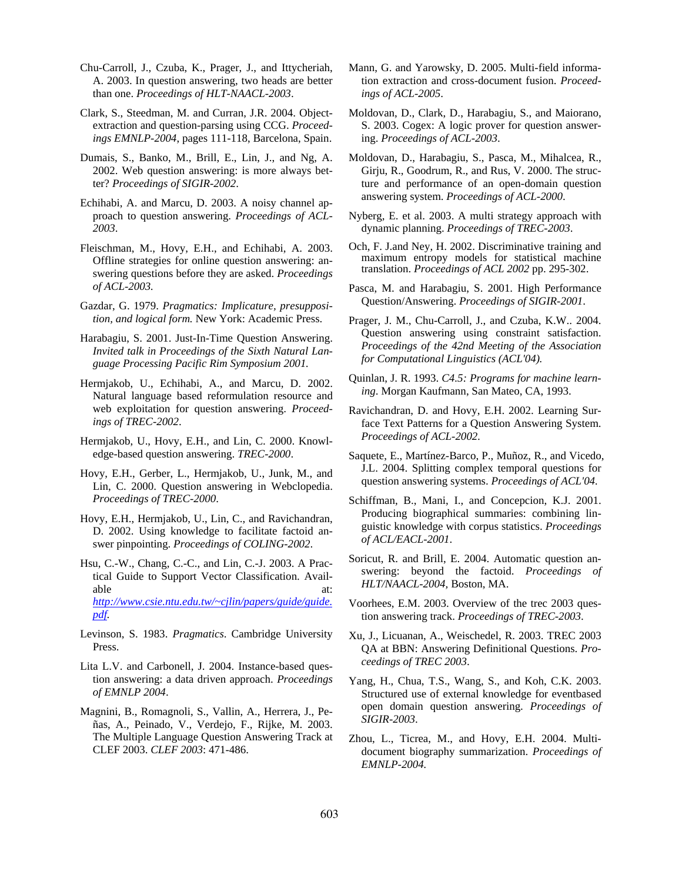Chu-Carroll, J., Czuba, K., Prager, J., and Ittycheriah, A. 2003. In question answering, two heads are better than one. *Proceedings of HLT-NAACL-2003*.

Clark, S., Steedman, M. and Curran, J.R. 2004. Object-extraction and question-parsing using CCG. *Proceedings EMNLP-2004*, pages 111-118, Barcelona, Spain.

Dumais, S., Banko, M., Brill, E., Lin, J., and Ng, A. 2002. Web question answering: is more always better? *Proceedings of SIGIR-2002*.

Echihabi, A. and Marcu, D. 2003. A noisy channel approach to question answering. *Proceedings of ACL-2003*.

Fleischman, M., Hovy, E.H., and Echihabi, A. 2003. Offline strategies for online question answering: answering questions before they are asked. *Proceedings of ACL-2003.*

Gazdar, G. 1979. *Pragmatics: Implicature, presupposition, and logical form.* New York: Academic Press.

Harabagiu, S. 2001. Just-In-Time Question Answering. *Invited talk in Proceedings of the Sixth Natural Language Processing Pacific Rim Symposium 2001.*

Hermjakob, U., Echihabi, A., and Marcu, D. 2002. Natural language based reformulation resource and web exploitation for question answering. *Proceedings of TREC-2002*.

Hermjakob, U., Hovy, E.H., and Lin, C. 2000. Knowledge-based question answering. *TREC-2000*.

Hovy, E.H., Gerber, L., Hermjakob, U., Junk, M., and Lin, C. 2000. Question answering in Webclopedia. *Proceedings of TREC-2000.*

Hovy, E.H., Hermjakob, U., Lin, C., and Ravichandran, D. 2002. Using knowledge to facilitate factoid answer pinpointing. *Proceedings of COLING-2002*.

Hsu, C.-W., Chang, C.-C., and Lin, C.-J. 2003. A Practical Guide to Support Vector Classification. Available at: *http://www.csie.ntu.edu.tw/~cjlin/papers/guide/guide.pdf*.

Levinson, S. 1983. *Pragmatics*. Cambridge University Press.

Lita L.V. and Carbonell, J. 2004. Instance-based question answering: a data driven approach. *Proceedings of EMNLP 2004*.

Magnini, B., Romagnoli, S., Vallin, A., Herrera, J., Peñas, A., Peinado, V., Verdejo, F., Rijke, M. 2003. The Multiple Language Question Answering Track at CLEF 2003. *CLEF 2003*: 471-486.

Mann, G. and Yarowsky, D. 2005. Multi-field information extraction and cross-document fusion. *Proceedings of ACL-2005*.

Moldovan, D., Clark, D., Harabagiu, S., and Maiorano, S. 2003. Cogex: A logic prover for question answering. *Proceedings of ACL-2003*.

Moldovan, D., Harabagiu, S., Pasca, M., Mihalcea, R., Girju, R., Goodrum, R., and Rus, V. 2000. The structure and performance of an open-domain question answering system. *Proceedings of ACL-2000*.

Nyberg, E. et al. 2003. A multi strategy approach with dynamic planning. *Proceedings of TREC-2003*.

Och, F. J.and Ney, H. 2002. Discriminative training and maximum entropy models for statistical machine translation. *Proceedings of ACL 2002* pp. 295-302.

Pasca, M. and Harabagiu, S. 2001. High Performance Question/Answering. *Proceedings of SIGIR-2001*.

Prager, J. M., Chu-Carroll, J., and Czuba, K.W.. 2004. Question answering using constraint satisfaction. *Proceedings of the 42nd Meeting of the Association for Computational Linguistics (ACL'04).*

Quinlan, J. R. 1993. *C4.5: Programs for machine learning*. Morgan Kaufmann, San Mateo, CA, 1993.

Ravichandran, D. and Hovy, E.H. 2002. Learning Surface Text Patterns for a Question Answering System. *Proceedings of ACL-2002.*

Saquete, E., Martínez-Barco, P., Muñoz, R., and Vicedo, J.L. 2004. Splitting complex temporal questions for question answering systems. *Proceedings of ACL'04.*

Schiffman, B., Mani, I., and Concepcion, K.J. 2001. Producing biographical summaries: combining linguistic knowledge with corpus statistics. *Proceedings of ACL/EACL-2001*.

Soricut, R. and Brill, E. 2004. Automatic question answering: beyond the factoid. *Proceedings of HLT/NAACL-2004,* Boston, MA.

Voorhees, E.M. 2003. Overview of the trec 2003 question answering track. *Proceedings of TREC-2003*.

Xu, J., Licuanan, A., Weischedel, R. 2003. TREC 2003 QA at BBN: Answering Definitional Questions. *Proceedings of TREC 2003*.

Yang, H., Chua, T.S., Wang, S., and Koh, C.K. 2003. Structured use of external knowledge for eventbased open domain question answering. *Proceedings of SIGIR-2003*.

Zhou, L., Ticrea, M., and Hovy, E.H. 2004. Multi-document biography summarization. *Proceedings of EMNLP-2004.*